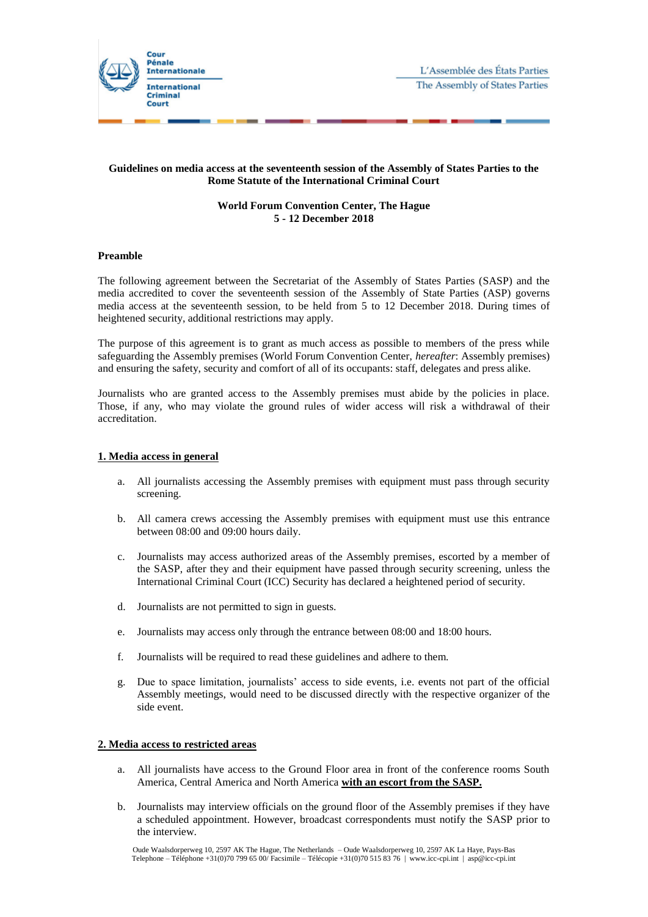**Guidelines on media access at the seventeenth session of the Assembly of States Parties to the Rome Statute of the International Criminal Court**

**World Forum Convention Center, The Hague**
**5 - 12 December 2018**

**Preamble**

The following agreement between the Secretariat of the Assembly of States Parties (SASP) and the media accredited to cover the seventeenth session of the Assembly of State Parties (ASP) governs media access at the seventeenth session, to be held from 5 to 12 December 2018. During times of heightened security, additional restrictions may apply.

The purpose of this agreement is to grant as much access as possible to members of the press while safeguarding the Assembly premises (World Forum Convention Center, *hereafter*: Assembly premises) and ensuring the safety, security and comfort of all of its occupants: staff, delegates and press alike.

Journalists who are granted access to the Assembly premises must abide by the policies in place. Those, if any, who may violate the ground rules of wider access will risk a withdrawal of their accreditation.

## 1. Media access in general

a. All journalists accessing the Assembly premises with equipment must pass through security screening.

b. All camera crews accessing the Assembly premises with equipment must use this entrance between 08:00 and 09:00 hours daily.

c. Journalists may access authorized areas of the Assembly premises, escorted by a member of the SASP, after they and their equipment have passed through security screening, unless the International Criminal Court (ICC) Security has declared a heightened period of security.

d. Journalists are not permitted to sign in guests.

e. Journalists may access only through the entrance between 08:00 and 18:00 hours.

f. Journalists will be required to read these guidelines and adhere to them.

g. Due to space limitation, journalists' access to side events, i.e. events not part of the official Assembly meetings, would need to be discussed directly with the respective organizer of the side event.

## 2. Media access to restricted areas

a. All journalists have access to the Ground Floor area in front of the conference rooms South America, Central America and North America **with an escort from the SASP.**

b. Journalists may interview officials on the ground floor of the Assembly premises if they have a scheduled appointment. However, broadcast correspondents must notify the SASP prior to the interview.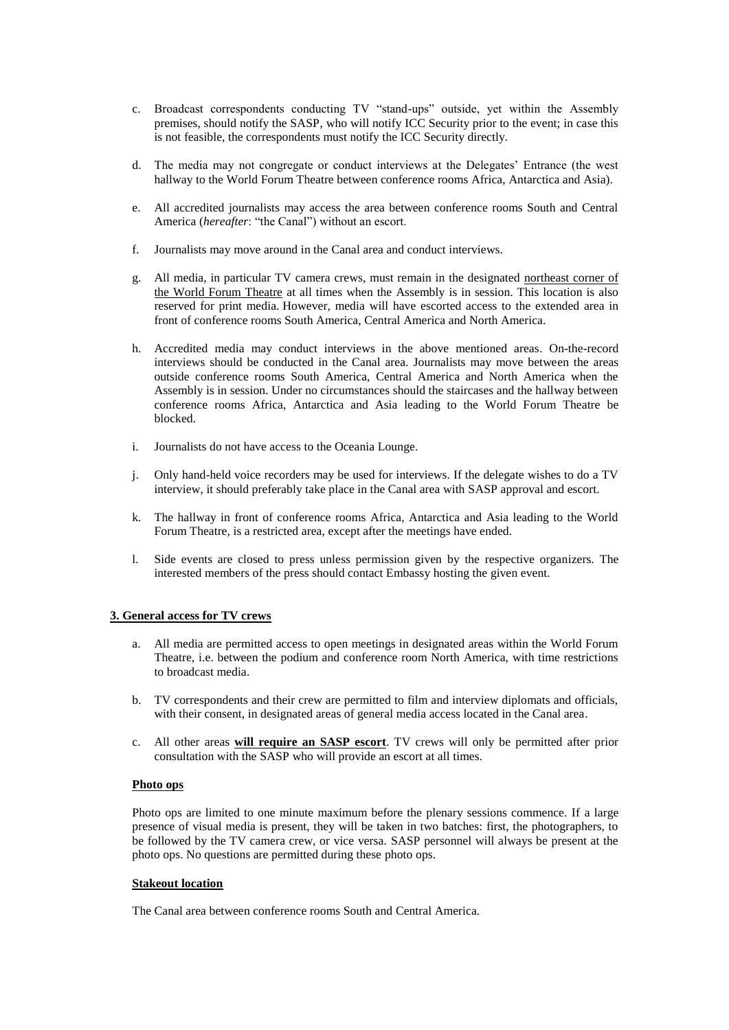c. Broadcast correspondents conducting TV "stand-ups" outside, yet within the Assembly premises, should notify the SASP, who will notify ICC Security prior to the event; in case this is not feasible, the correspondents must notify the ICC Security directly.

d. The media may not congregate or conduct interviews at the Delegates' Entrance (the west hallway to the World Forum Theatre between conference rooms Africa, Antarctica and Asia).

e. All accredited journalists may access the area between conference rooms South and Central America (*hereafter*: "the Canal") without an escort.

f. Journalists may move around in the Canal area and conduct interviews.

g. All media, in particular TV camera crews, must remain in the designated northeast corner of the World Forum Theatre at all times when the Assembly is in session. This location is also reserved for print media. However, media will have escorted access to the extended area in front of conference rooms South America, Central America and North America.

h. Accredited media may conduct interviews in the above mentioned areas. On-the-record interviews should be conducted in the Canal area. Journalists may move between the areas outside conference rooms South America, Central America and North America when the Assembly is in session. Under no circumstances should the staircases and the hallway between conference rooms Africa, Antarctica and Asia leading to the World Forum Theatre be blocked.

i. Journalists do not have access to the Oceania Lounge.

j. Only hand-held voice recorders may be used for interviews. If the delegate wishes to do a TV interview, it should preferably take place in the Canal area with SASP approval and escort.

k. The hallway in front of conference rooms Africa, Antarctica and Asia leading to the World Forum Theatre, is a restricted area, except after the meetings have ended.

l. Side events are closed to press unless permission given by the respective organizers. The interested members of the press should contact Embassy hosting the given event.

**3. General access for TV crews**

a. All media are permitted access to open meetings in designated areas within the World Forum Theatre, i.e. between the podium and conference room North America, with time restrictions to broadcast media.

b. TV correspondents and their crew are permitted to film and interview diplomats and officials, with their consent, in designated areas of general media access located in the Canal area.

c. All other areas **will require an SASP escort**. TV crews will only be permitted after prior consultation with the SASP who will provide an escort at all times.

**Photo ops**

Photo ops are limited to one minute maximum before the plenary sessions commence. If a large presence of visual media is present, they will be taken in two batches: first, the photographers, to be followed by the TV camera crew, or vice versa. SASP personnel will always be present at the photo ops. No questions are permitted during these photo ops.

**Stakeout location**

The Canal area between conference rooms South and Central America.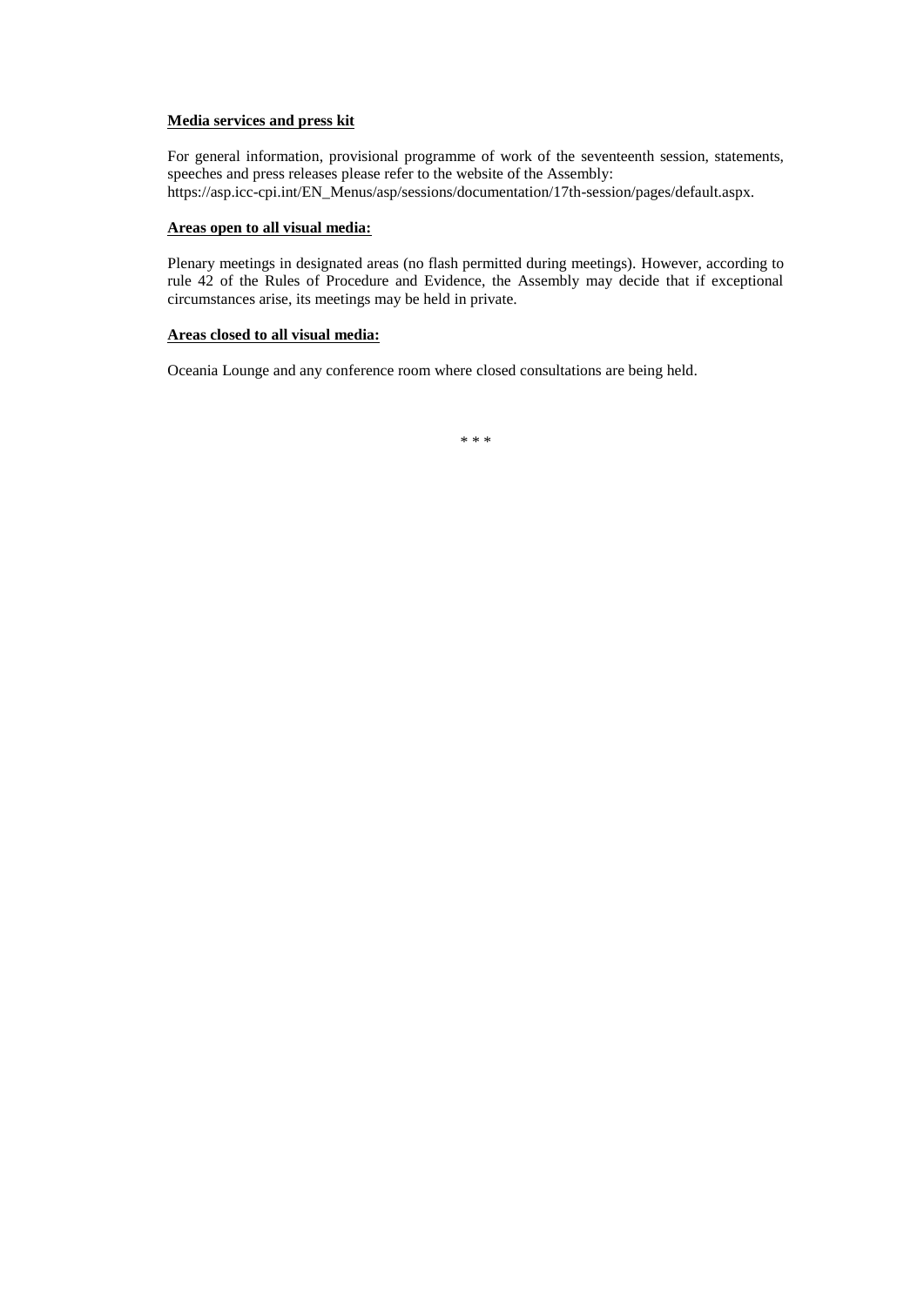**Media services and press kit**

For general information, provisional programme of work of the seventeenth session, statements, speeches and press releases please refer to the website of the Assembly: https://asp.icc-cpi.int/EN_Menus/asp/sessions/documentation/17th-session/pages/default.aspx.

**Areas open to all visual media:**

Plenary meetings in designated areas (no flash permitted during meetings). However, according to rule 42 of the Rules of Procedure and Evidence, the Assembly may decide that if exceptional circumstances arise, its meetings may be held in private.

**Areas closed to all visual media:**

Oceania Lounge and any conference room where closed consultations are being held.

* * *